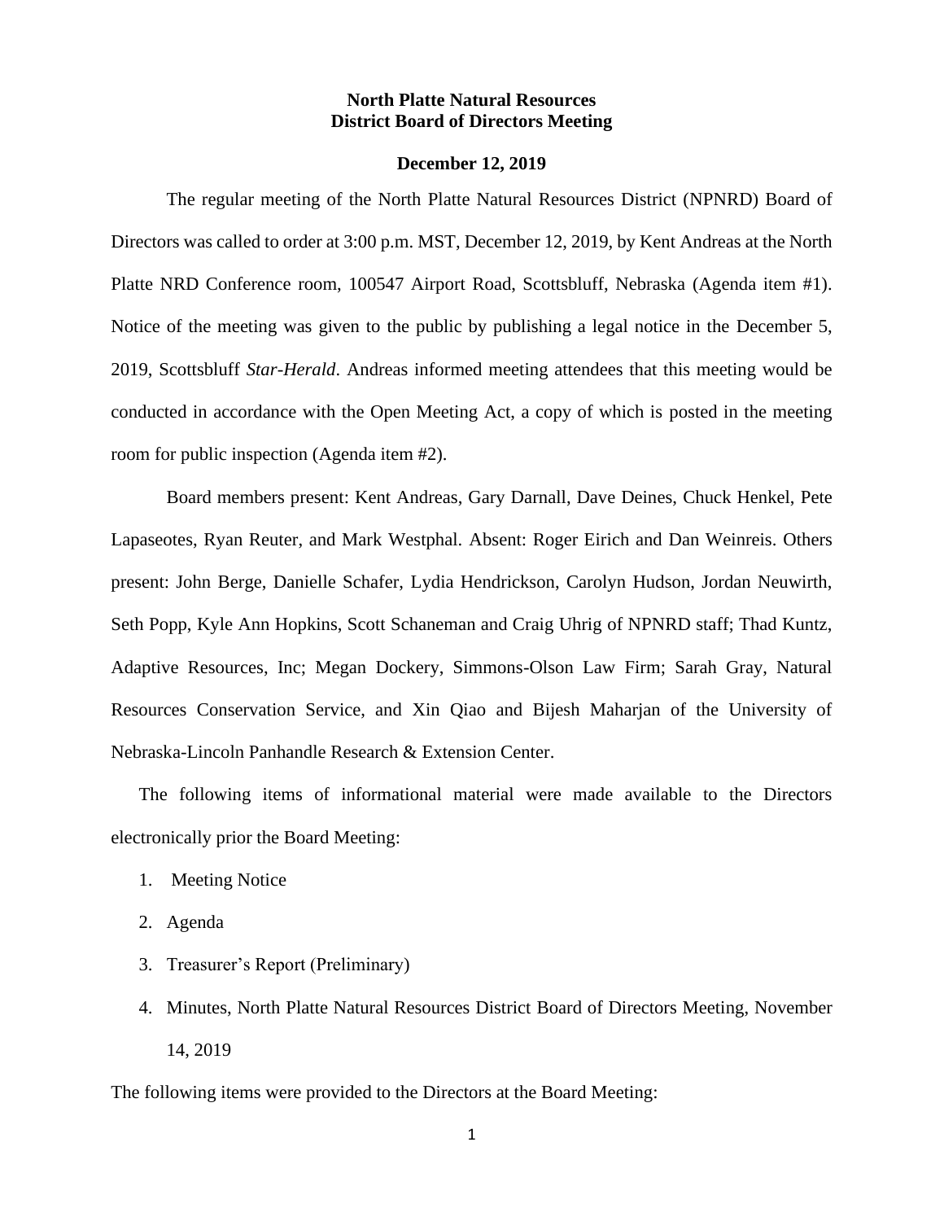# North Platte Natural Resources District Board of Directors Meeting

## December 12, 2019

The regular meeting of the North Platte Natural Resources District (NPNRD) Board of Directors was called to order at 3:00 p.m. MST, December 12, 2019, by Kent Andreas at the North Platte NRD Conference room, 100547 Airport Road, Scottsbluff, Nebraska (Agenda item #1). Notice of the meeting was given to the public by publishing a legal notice in the December 5, 2019, Scottsbluff *Star-Herald*. Andreas informed meeting attendees that this meeting would be conducted in accordance with the Open Meeting Act, a copy of which is posted in the meeting room for public inspection (Agenda item #2).

Board members present: Kent Andreas, Gary Darnall, Dave Deines, Chuck Henkel, Pete Lapaseotes, Ryan Reuter, and Mark Westphal. Absent: Roger Eirich and Dan Weinreis. Others present: John Berge, Danielle Schafer, Lydia Hendrickson, Carolyn Hudson, Jordan Neuwirth, Seth Popp, Kyle Ann Hopkins, Scott Schaneman and Craig Uhrig of NPNRD staff; Thad Kuntz, Adaptive Resources, Inc; Megan Dockery, Simmons-Olson Law Firm; Sarah Gray, Natural Resources Conservation Service, and Xin Qiao and Bijesh Maharjan of the University of Nebraska-Lincoln Panhandle Research & Extension Center.

The following items of informational material were made available to the Directors electronically prior the Board Meeting:

1. Meeting Notice
2. Agenda
3. Treasurer's Report (Preliminary)
4. Minutes, North Platte Natural Resources District Board of Directors Meeting, November 14, 2019

The following items were provided to the Directors at the Board Meeting: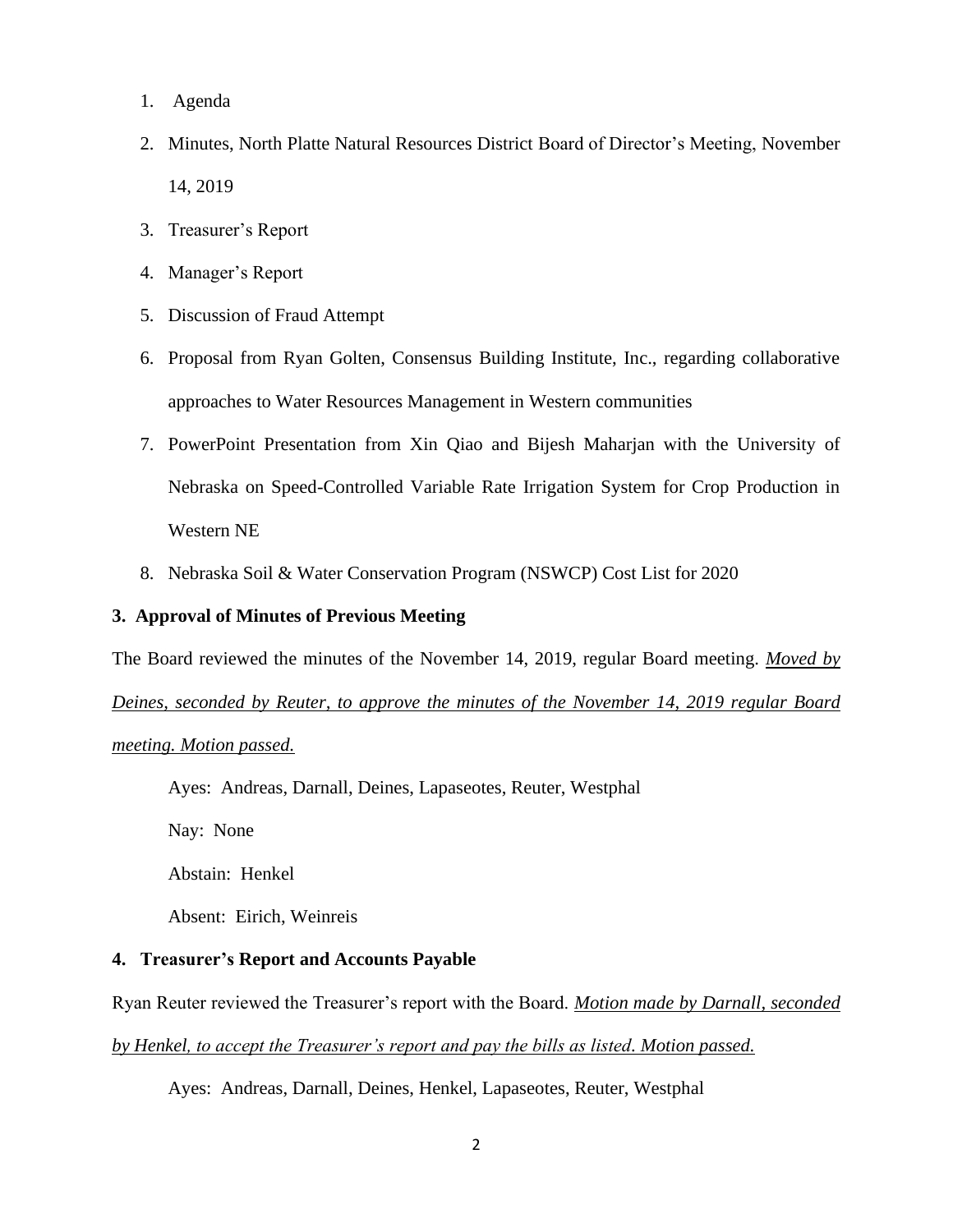1. Agenda
2. Minutes, North Platte Natural Resources District Board of Director's Meeting, November 14, 2019
3. Treasurer's Report
4. Manager's Report
5. Discussion of Fraud Attempt
6. Proposal from Ryan Golten, Consensus Building Institute, Inc., regarding collaborative approaches to Water Resources Management in Western communities
7. PowerPoint Presentation from Xin Qiao and Bijesh Maharjan with the University of Nebraska on Speed-Controlled Variable Rate Irrigation System for Crop Production in Western NE
8. Nebraska Soil & Water Conservation Program (NSWCP) Cost List for 2020

**3. Approval of Minutes of Previous Meeting**

The Board reviewed the minutes of the November 14, 2019, regular Board meeting. *Moved by Deines, seconded by Reuter, to approve the minutes of the November 14, 2019 regular Board meeting. Motion passed.*

Ayes: Andreas, Darnall, Deines, Lapaseotes, Reuter, Westphal

Nay: None

Abstain: Henkel

Absent: Eirich, Weinreis

**4. Treasurer's Report and Accounts Payable**

Ryan Reuter reviewed the Treasurer's report with the Board. *Motion made by Darnall, seconded by Henkel, to accept the Treasurer's report and pay the bills as listed. Motion passed.*

Ayes: Andreas, Darnall, Deines, Henkel, Lapaseotes, Reuter, Westphal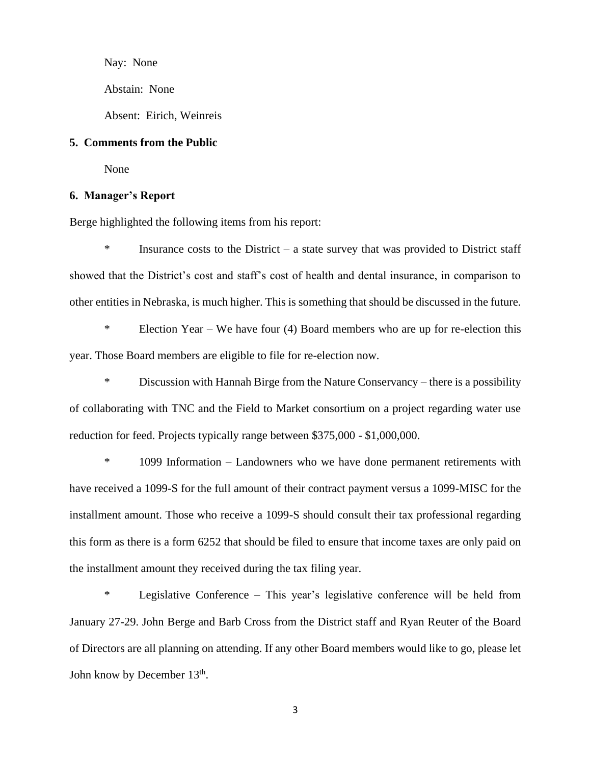Nay: None

Abstain: None

Absent: Eirich, Weinreis

**5. Comments from the Public**

None

**6. Manager's Report**

Berge highlighted the following items from his report:

* Insurance costs to the District – a state survey that was provided to District staff showed that the District's cost and staff's cost of health and dental insurance, in comparison to other entities in Nebraska, is much higher. This is something that should be discussed in the future.

* Election Year – We have four (4) Board members who are up for re-election this year. Those Board members are eligible to file for re-election now.

* Discussion with Hannah Birge from the Nature Conservancy – there is a possibility of collaborating with TNC and the Field to Market consortium on a project regarding water use reduction for feed. Projects typically range between $375,000 - $1,000,000.

* 1099 Information – Landowners who we have done permanent retirements with have received a 1099-S for the full amount of their contract payment versus a 1099-MISC for the installment amount. Those who receive a 1099-S should consult their tax professional regarding this form as there is a form 6252 that should be filed to ensure that income taxes are only paid on the installment amount they received during the tax filing year.

* Legislative Conference – This year's legislative conference will be held from January 27-29. John Berge and Barb Cross from the District staff and Ryan Reuter of the Board of Directors are all planning on attending. If any other Board members would like to go, please let John know by December 13th.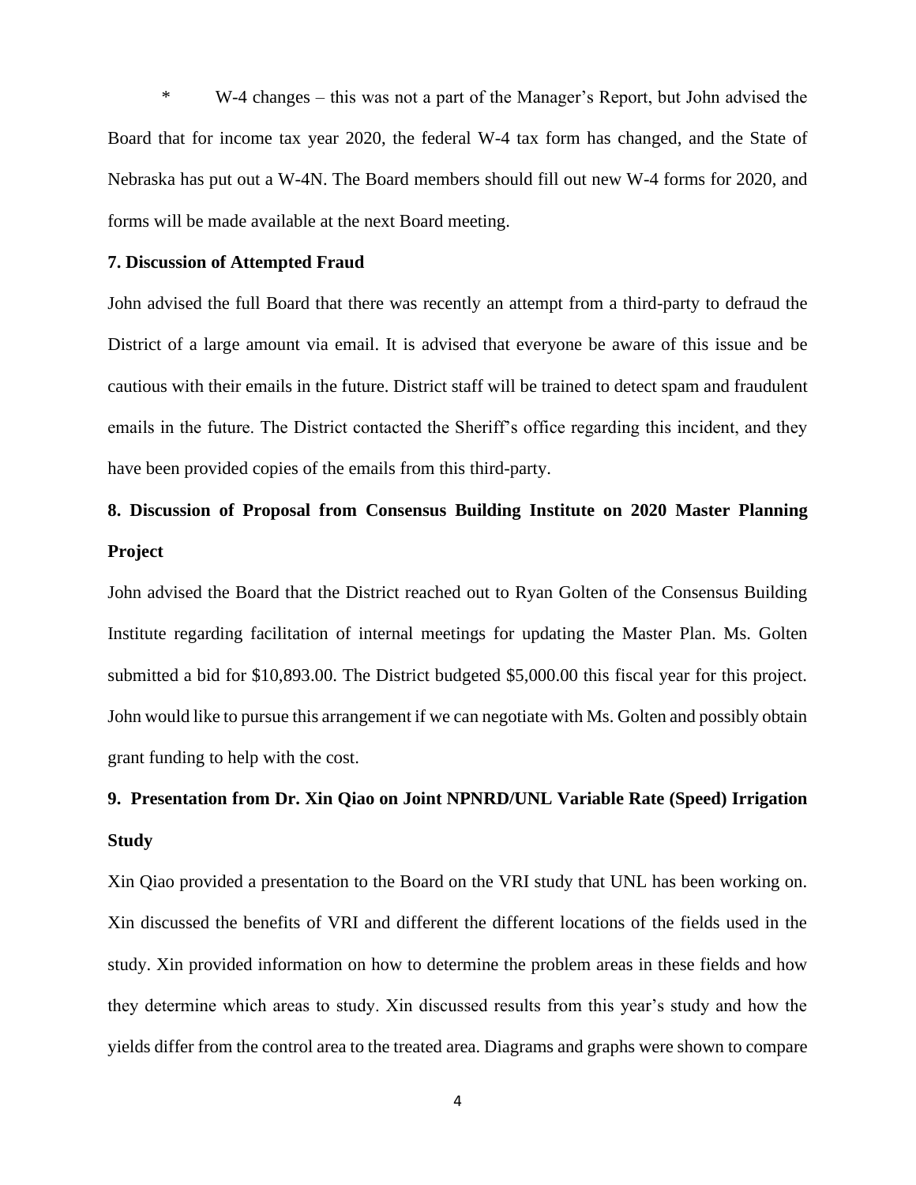* W-4 changes – this was not a part of the Manager's Report, but John advised the Board that for income tax year 2020, the federal W-4 tax form has changed, and the State of Nebraska has put out a W-4N. The Board members should fill out new W-4 forms for 2020, and forms will be made available at the next Board meeting.

**7. Discussion of Attempted Fraud**

John advised the full Board that there was recently an attempt from a third-party to defraud the District of a large amount via email. It is advised that everyone be aware of this issue and be cautious with their emails in the future. District staff will be trained to detect spam and fraudulent emails in the future. The District contacted the Sheriff's office regarding this incident, and they have been provided copies of the emails from this third-party.

**8. Discussion of Proposal from Consensus Building Institute on 2020 Master Planning Project**

John advised the Board that the District reached out to Ryan Golten of the Consensus Building Institute regarding facilitation of internal meetings for updating the Master Plan. Ms. Golten submitted a bid for $10,893.00. The District budgeted $5,000.00 this fiscal year for this project. John would like to pursue this arrangement if we can negotiate with Ms. Golten and possibly obtain grant funding to help with the cost.

**9. Presentation from Dr. Xin Qiao on Joint NPNRD/UNL Variable Rate (Speed) Irrigation Study**

Xin Qiao provided a presentation to the Board on the VRI study that UNL has been working on. Xin discussed the benefits of VRI and different the different locations of the fields used in the study. Xin provided information on how to determine the problem areas in these fields and how they determine which areas to study. Xin discussed results from this year's study and how the yields differ from the control area to the treated area. Diagrams and graphs were shown to compare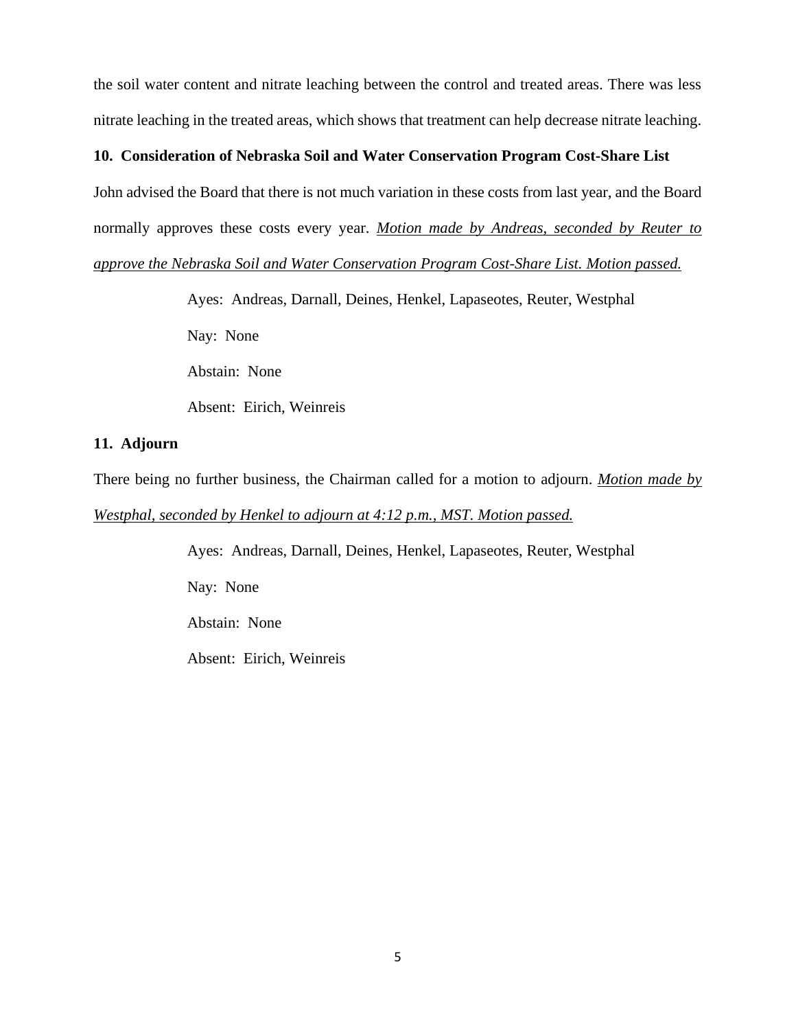the soil water content and nitrate leaching between the control and treated areas. There was less nitrate leaching in the treated areas, which shows that treatment can help decrease nitrate leaching.

**10. Consideration of Nebraska Soil and Water Conservation Program Cost-Share List**

John advised the Board that there is not much variation in these costs from last year, and the Board normally approves these costs every year. *Motion made by Andreas, seconded by Reuter to approve the Nebraska Soil and Water Conservation Program Cost-Share List. Motion passed.*

Ayes: Andreas, Darnall, Deines, Henkel, Lapaseotes, Reuter, Westphal

Nay: None

Abstain: None

Absent: Eirich, Weinreis

**11. Adjourn**

There being no further business, the Chairman called for a motion to adjourn. *Motion made by Westphal, seconded by Henkel to adjourn at 4:12 p.m., MST. Motion passed.*

Ayes: Andreas, Darnall, Deines, Henkel, Lapaseotes, Reuter, Westphal

Nay: None

Abstain: None

Absent: Eirich, Weinreis